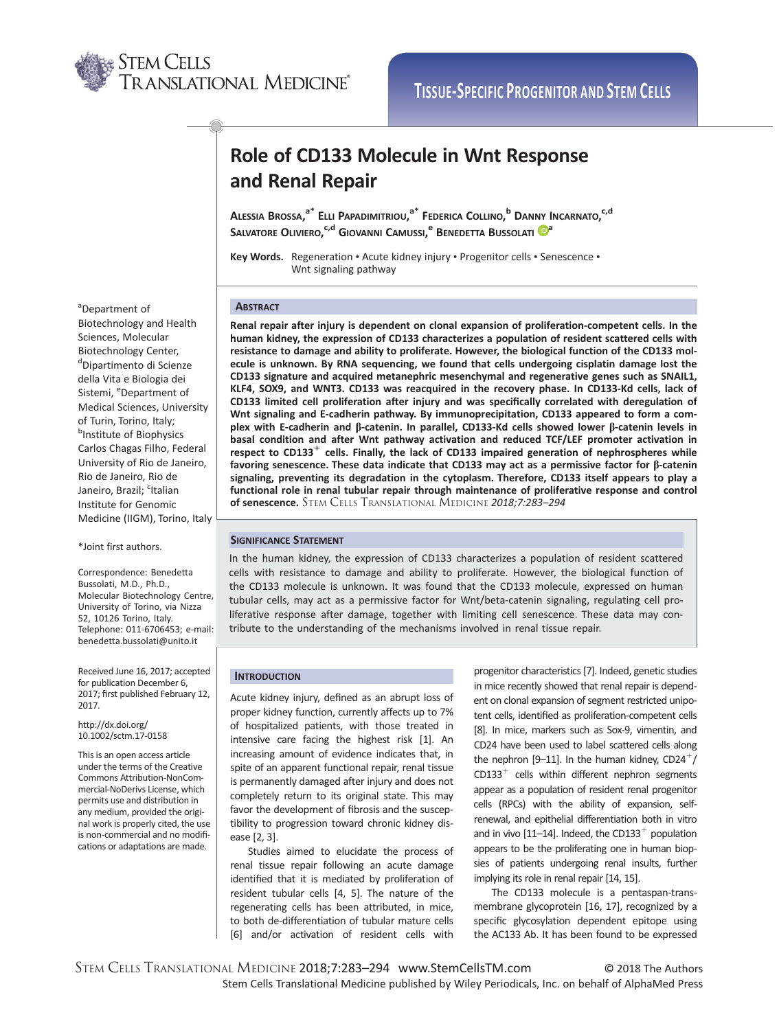Tissue-Specific Progenitor and Stem Cells

# Role of CD133 Molecule in Wnt Response and Renal Repair

Alessia Brossa,[a*] Elli Papadimitriou,[a*] Federica Collino,[b] Danny Incarnato,[c,d] Salvatore Oliviero,[c,d] Giovanni Camussi,[e] Benedetta Bussolati[a]

**Key Words.** Regeneration • Acute kidney injury • Progenitor cells • Senescence • Wnt signaling pathway

[a]Department of Biotechnology and Health Sciences, Molecular Biotechnology Center, [d]Dipartimento di Scienze della Vita e Biologia dei Sistemi, [e]Department of Medical Sciences, University of Turin, Torino, Italy; [b]Institute of Biophysics Carlos Chagas Filho, Federal University of Rio de Janeiro, Rio de Janeiro, Rio de Janeiro, Brazil; [c]Italian Institute for Genomic Medicine (IIGM), Torino, Italy

*Joint first authors.

Correspondence: Benedetta Bussolati, M.D., Ph.D., Molecular Biotechnology Centre, University of Torino, via Nizza 52, 10126 Torino, Italy. Telephone: 011-6706453; e-mail: benedetta.bussolati@unito.it

Received June 16, 2017; accepted for publication December 6, 2017; first published February 12, 2017.

http://dx.doi.org/10.1002/sctm.17-0158

This is an open access article under the terms of the Creative Commons Attribution-NonCommercial-NoDerivs License, which permits use and distribution in any medium, provided the original work is properly cited, the use is non-commercial and no modifications or adaptations are made.

## Abstract

**Renal repair after injury is dependent on clonal expansion of proliferation-competent cells. In the human kidney, the expression of CD133 characterizes a population of resident scattered cells with resistance to damage and ability to proliferate. However, the biological function of the CD133 molecule is unknown. By RNA sequencing, we found that cells undergoing cisplatin damage lost the CD133 signature and acquired metanephric mesenchymal and regenerative genes such as SNAIL1, KLF4, SOX9, and WNT3. CD133 was reacquired in the recovery phase. In CD133-Kd cells, lack of CD133 limited cell proliferation after injury and was specifically correlated with deregulation of Wnt signaling and E-cadherin pathway. By immunoprecipitation, CD133 appeared to form a complex with E-cadherin and β-catenin. In parallel, CD133-Kd cells showed lower β-catenin levels in basal condition and after Wnt pathway activation and reduced TCF/LEF promoter activation in respect to CD133$^+$ cells. Finally, the lack of CD133 impaired generation of nephrospheres while favoring senescence. These data indicate that CD133 may act as a permissive factor for β-catenin signaling, preventing its degradation in the cytoplasm. Therefore, CD133 itself appears to play a functional role in renal tubular repair through maintenance of proliferative response and control of senescence.** Stem Cells Translational Medicine *2018;7:283–294*

## Significance Statement

In the human kidney, the expression of CD133 characterizes a population of resident scattered cells with resistance to damage and ability to proliferate. However, the biological function of the CD133 molecule is unknown. It was found that the CD133 molecule, expressed on human tubular cells, may act as a permissive factor for Wnt/beta-catenin signaling, regulating cell proliferative response after damage, together with limiting cell senescence. These data may contribute to the understanding of the mechanisms involved in renal tissue repair.

## Introduction

Acute kidney injury, defined as an abrupt loss of proper kidney function, currently affects up to 7% of hospitalized patients, with those treated in intensive care facing the highest risk [1]. An increasing amount of evidence indicates that, in spite of an apparent functional repair, renal tissue is permanently damaged after injury and does not completely return to its original state. This may favor the development of fibrosis and the susceptibility to progression toward chronic kidney disease [2, 3].

Studies aimed to elucidate the process of renal tissue repair following an acute damage identified that it is mediated by proliferation of resident tubular cells [4, 5]. The nature of the regenerating cells has been attributed, in mice, to both de-differentiation of tubular mature cells [6] and/or activation of resident cells with progenitor characteristics [7]. Indeed, genetic studies in mice recently showed that renal repair is dependent on clonal expansion of segment restricted unipotent cells, identified as proliferation-competent cells [8]. In mice, markers such as Sox-9, vimentin, and CD24 have been used to label scattered cells along the nephron [9–11]. In the human kidney, CD24$^+$/CD133$^+$ cells within different nephron segments appear as a population of resident renal progenitor cells (RPCs) with the ability of expansion, self-renewal, and epithelial differentiation both in vitro and in vivo [11–14]. Indeed, the CD133$^+$ population appears to be the proliferating one in human biopsies of patients undergoing renal insults, further implying its role in renal repair [14, 15].

The CD133 molecule is a pentaspan-transmembrane glycoprotein [16, 17], recognized by a specific glycosylation dependent epitope using the AC133 Ab. It has been found to be expressed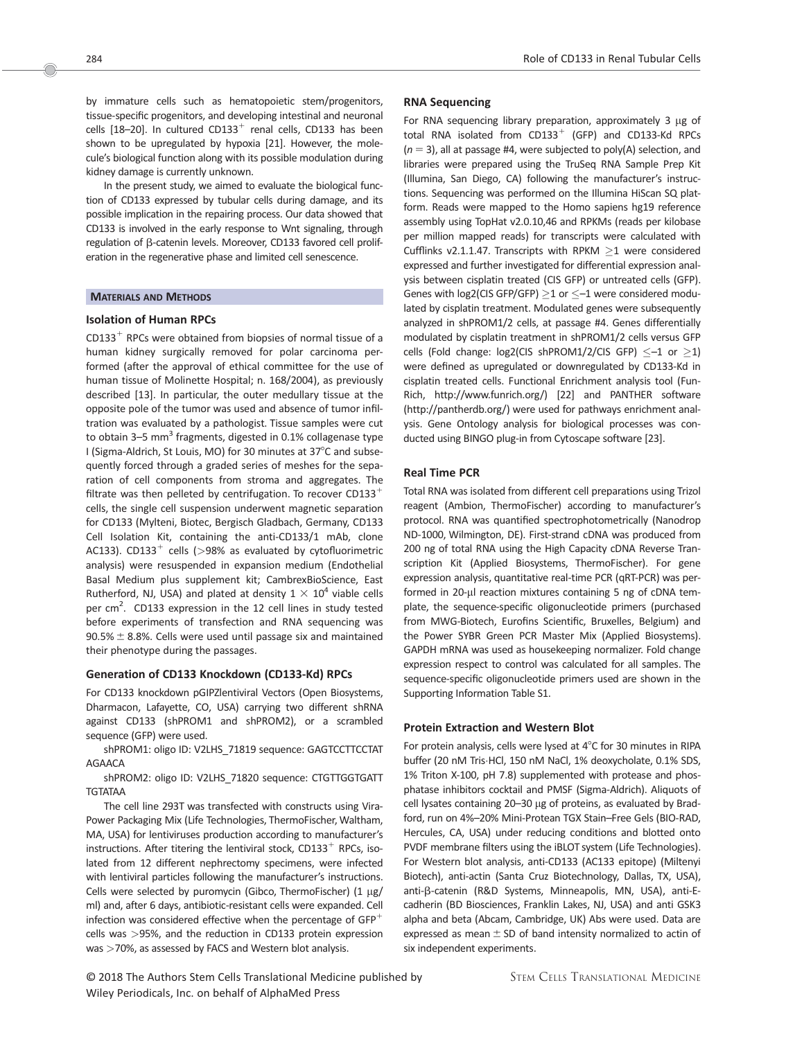by immature cells such as hematopoietic stem/progenitors, tissue-specific progenitors, and developing intestinal and neuronal cells [18–20]. In cultured CD133$^{+}$ renal cells, CD133 has been shown to be upregulated by hypoxia [21]. However, the molecule's biological function along with its possible modulation during kidney damage is currently unknown.

In the present study, we aimed to evaluate the biological function of CD133 expressed by tubular cells during damage, and its possible implication in the repairing process. Our data showed that CD133 is involved in the early response to Wnt signaling, through regulation of β-catenin levels. Moreover, CD133 favored cell proliferation in the regenerative phase and limited cell senescence.

## MATERIALS AND METHODS

### Isolation of Human RPCs

CD133$^{+}$ RPCs were obtained from biopsies of normal tissue of a human kidney surgically removed for polar carcinoma performed (after the approval of ethical committee for the use of human tissue of Molinette Hospital; n. 168/2004), as previously described [13]. In particular, the outer medullary tissue at the opposite pole of the tumor was used and absence of tumor infiltration was evaluated by a pathologist. Tissue samples were cut to obtain 3–5 mm$^{3}$ fragments, digested in 0.1% collagenase type I (Sigma-Aldrich, St Louis, MO) for 30 minutes at 37°C and subsequently forced through a graded series of meshes for the separation of cell components from stroma and aggregates. The filtrate was then pelleted by centrifugation. To recover CD133$^{+}$ cells, the single cell suspension underwent magnetic separation for CD133 (Mylteni, Biotec, Bergisch Gladbach, Germany, CD133 Cell Isolation Kit, containing the anti-CD133/1 mAb, clone AC133). CD133$^{+}$ cells (>98% as evaluated by cytofluorimetric analysis) were resuspended in expansion medium (Endothelial Basal Medium plus supplement kit; CambrexBioScience, East Rutherford, NJ, USA) and plated at density $1 \times 10^{4}$ viable cells per cm$^{2}$. CD133 expression in the 12 cell lines in study tested before experiments of transfection and RNA sequencing was 90.5% ± 8.8%. Cells were used until passage six and maintained their phenotype during the passages.

### Generation of CD133 Knockdown (CD133-Kd) RPCs

For CD133 knockdown pGIPZlentiviral Vectors (Open Biosystems, Dharmacon, Lafayette, CO, USA) carrying two different shRNA against CD133 (shPROM1 and shPROM2), or a scrambled sequence (GFP) were used.

shPROM1: oligo ID: V2LHS_71819 sequence: GAGTCCTTCCTAT AGAACA

shPROM2: oligo ID: V2LHS_71820 sequence: CTGTTGGTGATT TGTATAA

The cell line 293T was transfected with constructs using Vira-Power Packaging Mix (Life Technologies, ThermoFischer, Waltham, MA, USA) for lentiviruses production according to manufacturer's instructions. After titering the lentiviral stock, CD133$^{+}$ RPCs, isolated from 12 different nephrectomy specimens, were infected with lentiviral particles following the manufacturer's instructions. Cells were selected by puromycin (Gibco, ThermoFischer) (1 μg/ml) and, after 6 days, antibiotic-resistant cells were expanded. Cell infection was considered effective when the percentage of GFP$^{+}$ cells was >95%, and the reduction in CD133 protein expression was >70%, as assessed by FACS and Western blot analysis.

### RNA Sequencing

For RNA sequencing library preparation, approximately 3 μg of total RNA isolated from CD133$^{+}$ (GFP) and CD133-Kd RPCs ($n = 3$), all at passage #4, were subjected to poly(A) selection, and libraries were prepared using the TruSeq RNA Sample Prep Kit (Illumina, San Diego, CA) following the manufacturer's instructions. Sequencing was performed on the Illumina HiScan SQ platform. Reads were mapped to the Homo sapiens hg19 reference assembly using TopHat v2.0.10,46 and RPKMs (reads per kilobase per million mapped reads) for transcripts were calculated with Cufflinks v2.1.1.47. Transcripts with RPKM ≥1 were considered expressed and further investigated for differential expression analysis between cisplatin treated (CIS GFP) or untreated cells (GFP). Genes with log2(CIS GFP/GFP) ≥1 or ≤–1 were considered modulated by cisplatin treatment. Modulated genes were subsequently analyzed in shPROM1/2 cells, at passage #4. Genes differentially modulated by cisplatin treatment in shPROM1/2 cells versus GFP cells (Fold change: log2(CIS shPROM1/2/CIS GFP) ≤–1 or ≥1) were defined as upregulated or downregulated by CD133-Kd in cisplatin treated cells. Functional Enrichment analysis tool (FunRich, http://www.funrich.org/) [22] and PANTHER software (http://pantherdb.org/) were used for pathways enrichment analysis. Gene Ontology analysis for biological processes was conducted using BINGO plug-in from Cytoscape software [23].

### Real Time PCR

Total RNA was isolated from different cell preparations using Trizol reagent (Ambion, ThermoFischer) according to manufacturer's protocol. RNA was quantified spectrophotometrically (Nanodrop ND-1000, Wilmington, DE). First-strand cDNA was produced from 200 ng of total RNA using the High Capacity cDNA Reverse Transcription Kit (Applied Biosystems, ThermoFischer). For gene expression analysis, quantitative real-time PCR (qRT-PCR) was performed in 20-μl reaction mixtures containing 5 ng of cDNA template, the sequence-specific oligonucleotide primers (purchased from MWG-Biotech, Eurofins Scientific, Bruxelles, Belgium) and the Power SYBR Green PCR Master Mix (Applied Biosystems). GAPDH mRNA was used as housekeeping normalizer. Fold change expression respect to control was calculated for all samples. The sequence-specific oligonucleotide primers used are shown in the Supporting Information Table S1.

### Protein Extraction and Western Blot

For protein analysis, cells were lysed at 4°C for 30 minutes in RIPA buffer (20 nM Tris·HCl, 150 nM NaCl, 1% deoxycholate, 0.1% SDS, 1% Triton X-100, pH 7.8) supplemented with protease and phosphatase inhibitors cocktail and PMSF (Sigma-Aldrich). Aliquots of cell lysates containing 20–30 μg of proteins, as evaluated by Bradford, run on 4%–20% Mini-Protean TGX Stain–Free Gels (BIO-RAD, Hercules, CA, USA) under reducing conditions and blotted onto PVDF membrane filters using the iBLOT system (Life Technologies). For Western blot analysis, anti-CD133 (AC133 epitope) (Miltenyi Biotech), anti-actin (Santa Cruz Biotechnology, Dallas, TX, USA), anti-β-catenin (R&D Systems, Minneapolis, MN, USA), anti-E-cadherin (BD Biosciences, Franklin Lakes, NJ, USA) and anti GSK3 alpha and beta (Abcam, Cambridge, UK) Abs were used. Data are expressed as mean ± SD of band intensity normalized to actin of six independent experiments.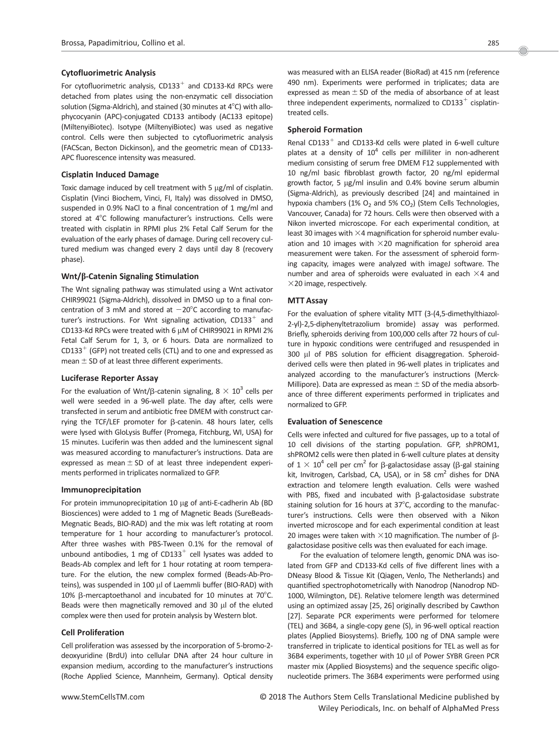### Cytofluorimetric Analysis

For cytofluorimetric analysis, $CD133^+$ and CD133-Kd RPCs were detached from plates using the non-enzymatic cell dissociation solution (Sigma-Aldrich), and stained (30 minutes at 4°C) with allophycocyanin (APC)-conjugated CD133 antibody (AC133 epitope) (MiltenyiBiotec). Isotype (MiltenyiBiotec) was used as negative control. Cells were then subjected to cytofluorimetric analysis (FACScan, Becton Dickinson), and the geometric mean of CD133-APC fluorescence intensity was measured.

### Cisplatin Induced Damage

Toxic damage induced by cell treatment with 5 μg/ml of cisplatin. Cisplatin (Vinci Biochem, Vinci, FI, Italy) was dissolved in DMSO, suspended in 0.9% NaCl to a final concentration of 1 mg/ml and stored at 4°C following manufacturer's instructions. Cells were treated with cisplatin in RPMI plus 2% Fetal Calf Serum for the evaluation of the early phases of damage. During cell recovery cultured medium was changed every 2 days until day 8 (recovery phase).

### Wnt/β-Catenin Signaling Stimulation

The Wnt signaling pathway was stimulated using a Wnt activator CHIR99021 (Sigma-Aldrich), dissolved in DMSO up to a final concentration of 3 mM and stored at −20°C according to manufacturer's instructions. For Wnt signaling activation, $CD133^+$ and CD133-Kd RPCs were treated with 6 μM of CHIR99021 in RPMI 2% Fetal Calf Serum for 1, 3, or 6 hours. Data are normalized to $CD133^+$ (GFP) not treated cells (CTL) and to one and expressed as mean ± SD of at least three different experiments.

### Luciferase Reporter Assay

For the evaluation of Wnt/β-catenin signaling, $8 \times 10^3$ cells per well were seeded in a 96-well plate. The day after, cells were transfected in serum and antibiotic free DMEM with construct carrying the TCF/LEF promoter for β-catenin. 48 hours later, cells were lysed with GloLysis Buffer (Promega, Fitchburg, WI, USA) for 15 minutes. Luciferin was then added and the luminescent signal was measured according to manufacturer's instructions. Data are expressed as mean ± SD of at least three independent experiments performed in triplicates normalized to GFP.

### Immunoprecipitation

For protein immunoprecipitation 10 μg of anti-E-cadherin Ab (BD Biosciences) were added to 1 mg of Magnetic Beads (SureBeads-Megnatic Beads, BIO-RAD) and the mix was left rotating at room temperature for 1 hour according to manufacturer's protocol. After three washes with PBS-Tween 0.1% for the removal of unbound antibodies, 1 mg of $CD133^+$ cell lysates was added to Beads-Ab complex and left for 1 hour rotating at room temperature. For the elution, the new complex formed (Beads-Ab-Proteins), was suspended in 100 μl of Laemmli buffer (BIO-RAD) with 10% β-mercaptoethanol and incubated for 10 minutes at 70°C. Beads were then magnetically removed and 30 μl of the eluted complex were then used for protein analysis by Western blot.

### Cell Proliferation

Cell proliferation was assessed by the incorporation of 5-bromo-2-deoxyuridine (BrdU) into cellular DNA after 24 hour culture in expansion medium, according to the manufacturer's instructions (Roche Applied Science, Mannheim, Germany). Optical density was measured with an ELISA reader (BioRad) at 415 nm (reference 490 nm). Experiments were performed in triplicates; data are expressed as mean ± SD of the media of absorbance of at least three independent experiments, normalized to $CD133^+$ cisplatin-treated cells.

### Spheroid Formation

Renal $CD133^+$ and CD133-Kd cells were plated in 6-well culture plates at a density of $10^4$ cells per milliliter in non-adherent medium consisting of serum free DMEM F12 supplemented with 10 ng/ml basic fibroblast growth factor, 20 ng/ml epidermal growth factor, 5 μg/ml insulin and 0.4% bovine serum albumin (Sigma-Aldrich), as previously described [24] and maintained in hypoxia chambers (1% $O_2$ and 5% $CO_2$) (Stem Cells Technologies, Vancouver, Canada) for 72 hours. Cells were then observed with a Nikon inverted microscope. For each experimental condition, at least 30 images with ×4 magnification for spheroid number evaluation and 10 images with ×20 magnification for spheroid area measurement were taken. For the assessment of spheroid forming capacity, images were analyzed with imageJ software. The number and area of spheroids were evaluated in each ×4 and ×20 image, respectively.

### MTT Assay

For the evaluation of sphere vitality MTT (3-(4,5-dimethylthiazol-2-yl)-2,5-diphenyltetrazolium bromide) assay was performed. Briefly, spheroids deriving from 100,000 cells after 72 hours of culture in hypoxic conditions were centrifuged and resuspended in 300 μl of PBS solution for efficient disaggregation. Spheroid-derived cells were then plated in 96-well plates in triplicates and analyzed according to the manufacturer's instructions (Merck-Millipore). Data are expressed as mean ± SD of the media absorbance of three different experiments performed in triplicates and normalized to GFP.

### Evaluation of Senescence

Cells were infected and cultured for five passages, up to a total of 10 cell divisions of the starting population. GFP, shPROM1, shPROM2 cells were then plated in 6-well culture plates at density of $1 \times 10^4$ cell per $cm^2$ for β-galactosidase assay (β-gal staining kit, Invitrogen, Carlsbad, CA, USA), or in 58 $cm^2$ dishes for DNA extraction and telomere length evaluation. Cells were washed with PBS, fixed and incubated with β-galactosidase substrate staining solution for 16 hours at 37°C, according to the manufacturer's instructions. Cells were then observed with a Nikon inverted microscope and for each experimental condition at least 20 images were taken with ×10 magnification. The number of β-galactosidase positive cells was then evaluated for each image.

For the evaluation of telomere length, genomic DNA was isolated from GFP and CD133-Kd cells of five different lines with a DNeasy Blood & Tissue Kit (Qiagen, Venlo, The Netherlands) and quantified spectrophotometrically with Nanodrop (Nanodrop ND-1000, Wilmington, DE). Relative telomere length was determined using an optimized assay [25, 26] originally described by Cawthon [27]. Separate PCR experiments were performed for telomere (TEL) and 36B4, a single-copy gene (S), in 96-well optical reaction plates (Applied Biosystems). Briefly, 100 ng of DNA sample were transferred in triplicate to identical positions for TEL as well as for 36B4 experiments, together with 10 μl of Power SYBR Green PCR master mix (Applied Biosystems) and the sequence specific oligonucleotide primers. The 36B4 experiments were performed using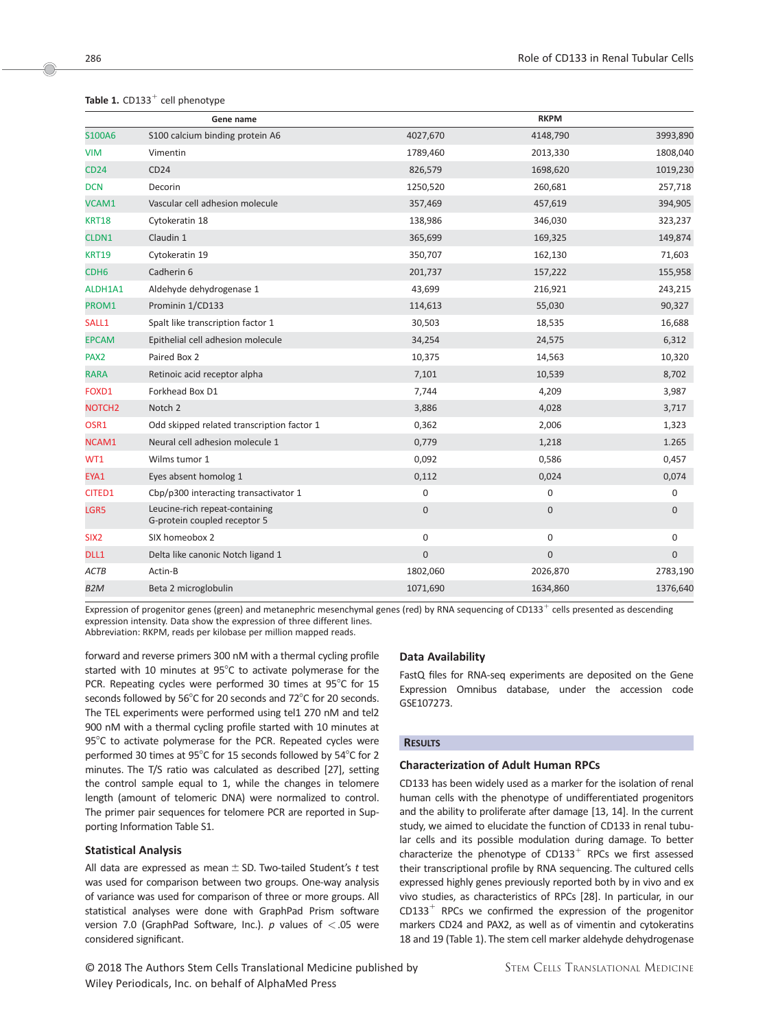**Table 1.** CD133$^{+}$ cell phenotype

| Gene name | | RKPM | | |
|---|---|---|---|---|
| S100A6 | S100 calcium binding protein A6 | 4027,670 | 4148,790 | 3993,890 |
| VIM | Vimentin | 1789,460 | 2013,330 | 1808,040 |
| CD24 | CD24 | 826,579 | 1698,620 | 1019,230 |
| DCN | Decorin | 1250,520 | 260,681 | 257,718 |
| VCAM1 | Vascular cell adhesion molecule | 357,469 | 457,619 | 394,905 |
| KRT18 | Cytokeratin 18 | 138,986 | 346,030 | 323,237 |
| CLDN1 | Claudin 1 | 365,699 | 169,325 | 149,874 |
| KRT19 | Cytokeratin 19 | 350,707 | 162,130 | 71,603 |
| CDH6 | Cadherin 6 | 201,737 | 157,222 | 155,958 |
| ALDH1A1 | Aldehyde dehydrogenase 1 | 43,699 | 216,921 | 243,215 |
| PROM1 | Prominin 1/CD133 | 114,613 | 55,030 | 90,327 |
| SALL1 | Spalt like transcription factor 1 | 30,503 | 18,535 | 16,688 |
| EPCAM | Epithelial cell adhesion molecule | 34,254 | 24,575 | 6,312 |
| PAX2 | Paired Box 2 | 10,375 | 14,563 | 10,320 |
| RARA | Retinoic acid receptor alpha | 7,101 | 10,539 | 8,702 |
| FOXD1 | Forkhead Box D1 | 7,744 | 4,209 | 3,987 |
| NOTCH2 | Notch 2 | 3,886 | 4,028 | 3,717 |
| OSR1 | Odd skipped related transcription factor 1 | 0,362 | 2,006 | 1,323 |
| NCAM1 | Neural cell adhesion molecule 1 | 0,779 | 1,218 | 1.265 |
| WT1 | Wilms tumor 1 | 0,092 | 0,586 | 0,457 |
| EYA1 | Eyes absent homolog 1 | 0,112 | 0,024 | 0,074 |
| CITED1 | Cbp/p300 interacting transactivator 1 | 0 | 0 | 0 |
| LGR5 | Leucine-rich repeat-containing G-protein coupled receptor 5 | 0 | 0 | 0 |
| SIX2 | SIX homeobox 2 | 0 | 0 | 0 |
| DLL1 | Delta like canonic Notch ligand 1 | 0 | 0 | 0 |
| *ACTB* | Actin-B | 1802,060 | 2026,870 | 2783,190 |
| *B2M* | Beta 2 microglobulin | 1071,690 | 1634,860 | 1376,640 |

Expression of progenitor genes (green) and metanephric mesenchymal genes (red) by RNA sequencing of CD133$^{+}$ cells presented as descending expression intensity. Data show the expression of three different lines.
Abbreviation: RKPM, reads per kilobase per million mapped reads.

forward and reverse primers 300 nM with a thermal cycling profile started with 10 minutes at 95°C to activate polymerase for the PCR. Repeating cycles were performed 30 times at 95°C for 15 seconds followed by 56°C for 20 seconds and 72°C for 20 seconds. The TEL experiments were performed using tel1 270 nM and tel2 900 nM with a thermal cycling profile started with 10 minutes at 95°C to activate polymerase for the PCR. Repeated cycles were performed 30 times at 95°C for 15 seconds followed by 54°C for 2 minutes. The T/S ratio was calculated as described [27], setting the control sample equal to 1, while the changes in telomere length (amount of telomeric DNA) were normalized to control. The primer pair sequences for telomere PCR are reported in Supporting Information Table S1.

### Statistical Analysis

All data are expressed as mean ± SD. Two-tailed Student's *t* test was used for comparison between two groups. One-way analysis of variance was used for comparison of three or more groups. All statistical analyses were done with GraphPad Prism software version 7.0 (GraphPad Software, Inc.). *p* values of $< .05$ were considered significant.

### Data Availability

FastQ files for RNA-seq experiments are deposited on the Gene Expression Omnibus database, under the accession code GSE107273.

## Results

### Characterization of Adult Human RPCs

CD133 has been widely used as a marker for the isolation of renal human cells with the phenotype of undifferentiated progenitors and the ability to proliferate after damage [13, 14]. In the current study, we aimed to elucidate the function of CD133 in renal tubular cells and its possible modulation during damage. To better characterize the phenotype of CD133$^{+}$ RPCs we first assessed their transcriptional profile by RNA sequencing. The cultured cells expressed highly genes previously reported both by in vivo and ex vivo studies, as characteristics of RPCs [28]. In particular, in our CD133$^{+}$ RPCs we confirmed the expression of the progenitor markers CD24 and PAX2, as well as of vimentin and cytokeratins 18 and 19 (Table 1). The stem cell marker aldehyde dehydrogenase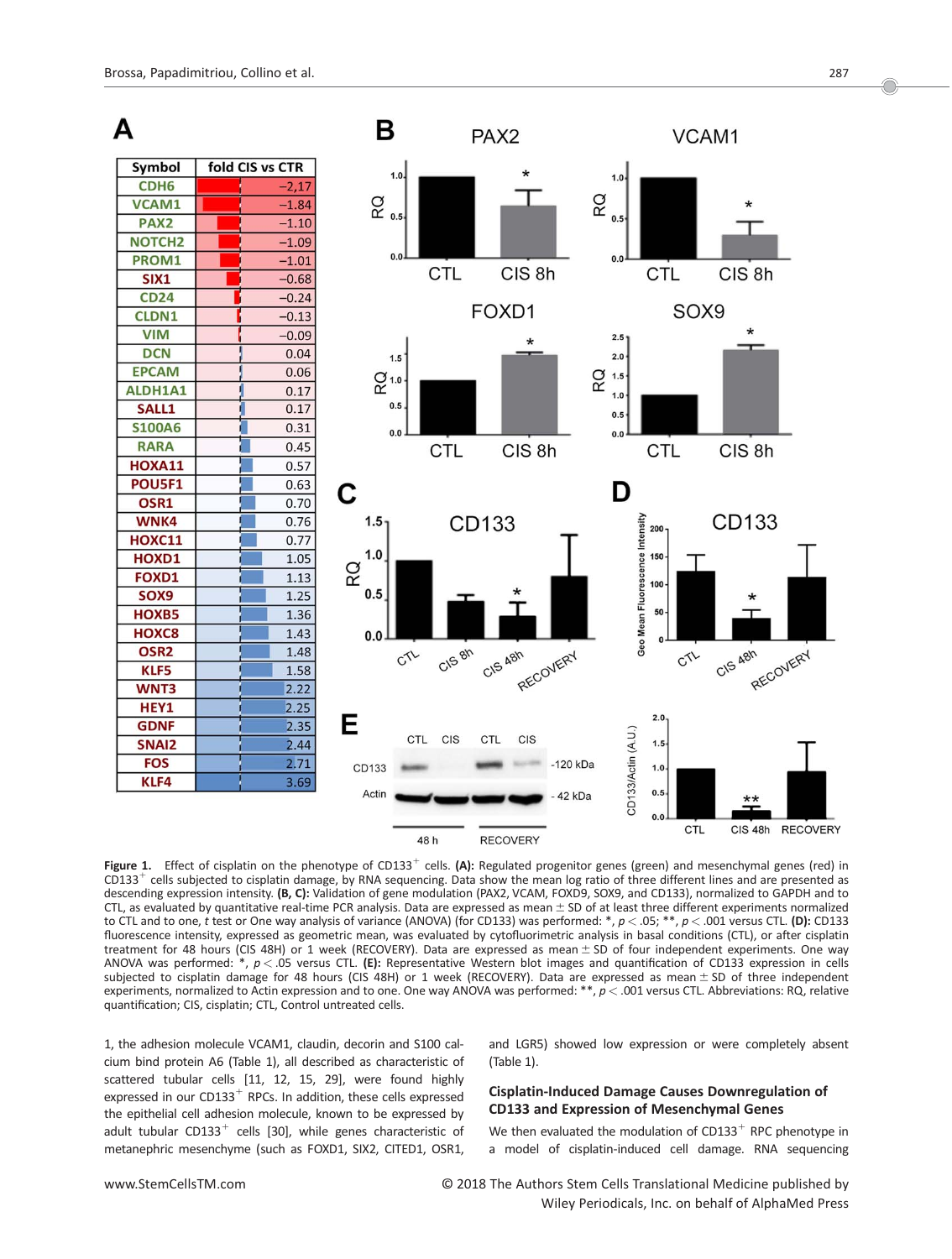| Symbol | fold CIS vs CTR |
|---|---|
| CDH6 | −2,17 |
| VCAM1 | −1.84 |
| PAX2 | −1.10 |
| NOTCH2 | −1.09 |
| PROM1 | −1.01 |
| SIX1 | −0.68 |
| CD24 | −0.24 |
| CLDN1 | −0.13 |
| VIM | −0.09 |
| DCN | 0.04 |
| EPCAM | 0.06 |
| ALDH1A1 | 0.17 |
| SALL1 | 0.17 |
| S100A6 | 0.31 |
| RARA | 0.45 |
| HOXA11 | 0.57 |
| POU5F1 | 0.63 |
| OSR1 | 0.70 |
| WNK4 | 0.76 |
| HOXC11 | 0.77 |
| HOXD1 | 1.05 |
| FOXD1 | 1.13 |
| SOX9 | 1.25 |
| HOXB5 | 1.36 |
| HOXC8 | 1.43 |
| OSR2 | 1.48 |
| KLF5 | 1.58 |
| WNT3 | 2.22 |
| HEY1 | 2.25 |
| GDNF | 2.35 |
| SNAI2 | 2.44 |
| FOS | 2.71 |
| KLF4 | 3.69 |

**Figure 1.** Effect of cisplatin on the phenotype of CD133[+] cells. **(A):** Regulated progenitor genes (green) and mesenchymal genes (red) in CD133[+] cells subjected to cisplatin damage, by RNA sequencing. Data show the mean log ratio of three different lines and are presented as descending expression intensity. **(B, C):** Validation of gene modulation (PAX2, VCAM, FOXD9, SOX9, and CD133), normalized to GAPDH and to CTL, as evaluated by quantitative real-time PCR analysis. Data are expressed as mean ± SD of at least three different experiments normalized to CTL and to one, *t* test or One way analysis of variance (ANOVA) (for CD133) was performed: *, $p < .05$; **, $p < .001$ versus CTL. **(D):** CD133 fluorescence intensity, expressed as geometric mean, was evaluated by cytofluorimetric analysis in basal conditions (CTL), or after cisplatin treatment for 48 hours (CIS 48H) or 1 week (RECOVERY). Data are expressed as mean ± SD of four independent experiments. One way ANOVA was performed: *, $p < .05$ versus CTL. **(E):** Representative Western blot images and quantification of CD133 expression in cells subjected to cisplatin damage for 48 hours (CIS 48H) or 1 week (RECOVERY). Data are expressed as mean ± SD of three independent experiments, normalized to Actin expression and to one. One way ANOVA was performed: **, $p < .001$ versus CTL. Abbreviations: RQ, relative quantification; CIS, cisplatin; CTL, Control untreated cells.

1, the adhesion molecule VCAM1, claudin, decorin and S100 calcium bind protein A6 (Table 1), all described as characteristic of scattered tubular cells [11, 12, 15, 29], were found highly expressed in our CD133[+] RPCs. In addition, these cells expressed the epithelial cell adhesion molecule, known to be expressed by adult tubular CD133[+] cells [30], while genes characteristic of metanephric mesenchyme (such as FOXD1, SIX2, CITED1, OSR1, and LGR5) showed low expression or were completely absent (Table 1).

### Cisplatin-Induced Damage Causes Downregulation of CD133 and Expression of Mesenchymal Genes

We then evaluated the modulation of CD133[+] RPC phenotype in a model of cisplatin-induced cell damage. RNA sequencing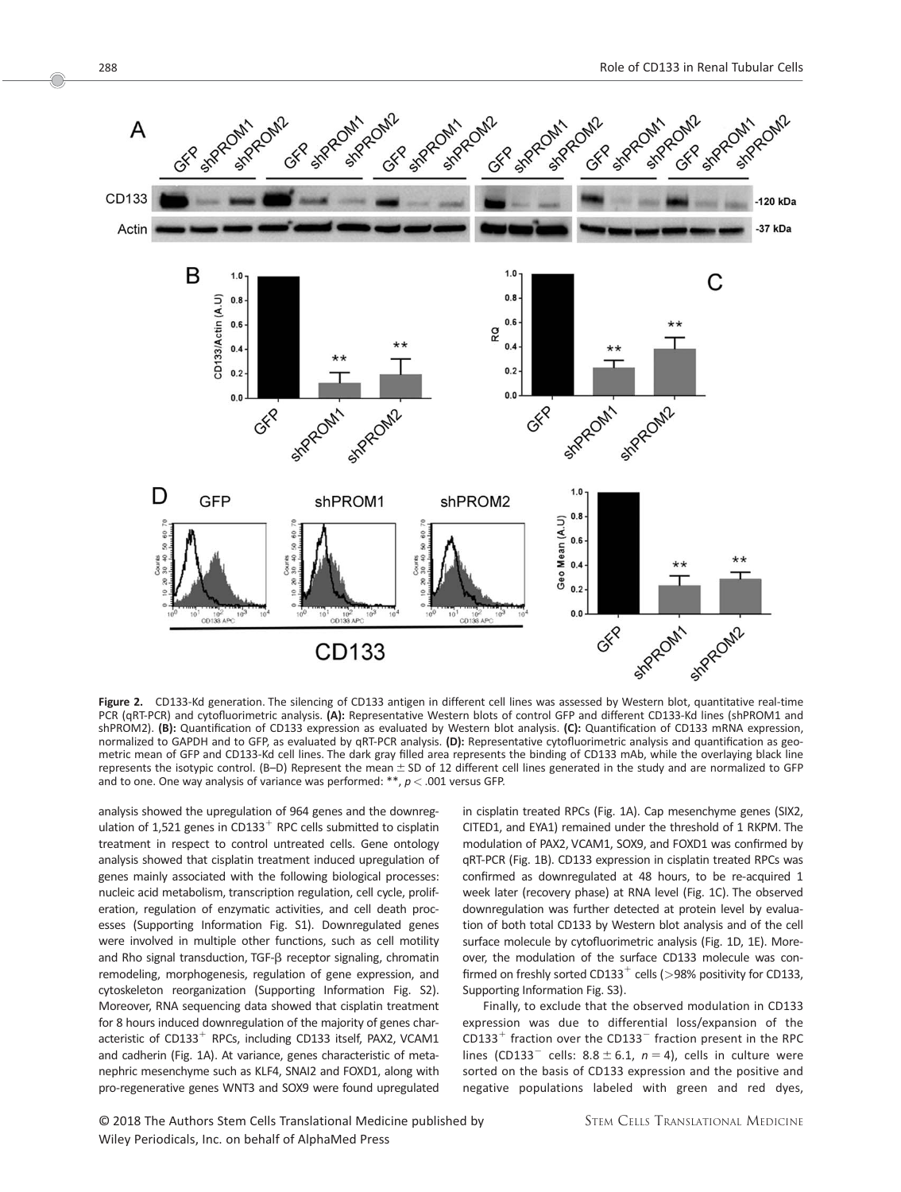**Figure 2.** CD133-Kd generation. The silencing of CD133 antigen in different cell lines was assessed by Western blot, quantitative real-time PCR (qRT-PCR) and cytofluorimetric analysis. **(A):** Representative Western blots of control GFP and different CD133-Kd lines (shPROM1 and shPROM2). **(B):** Quantification of CD133 expression as evaluated by Western blot analysis. **(C):** Quantification of CD133 mRNA expression, normalized to GAPDH and to GFP, as evaluated by qRT-PCR analysis. **(D):** Representative cytofluorimetric analysis and quantification as geometric mean of GFP and CD133-Kd cell lines. The dark gray filled area represents the binding of CD133 mAb, while the overlaying black line represents the isotypic control. (B–D) Represent the mean ± SD of 12 different cell lines generated in the study and are normalized to GFP and to one. One way analysis of variance was performed: **, $p < .001$ versus GFP.

analysis showed the upregulation of 964 genes and the downregulation of 1,521 genes in CD133$^+$ RPC cells submitted to cisplatin treatment in respect to control untreated cells. Gene ontology analysis showed that cisplatin treatment induced upregulation of genes mainly associated with the following biological processes: nucleic acid metabolism, transcription regulation, cell cycle, proliferation, regulation of enzymatic activities, and cell death processes (Supporting Information Fig. S1). Downregulated genes were involved in multiple other functions, such as cell motility and Rho signal transduction, TGF-β receptor signaling, chromatin remodeling, morphogenesis, regulation of gene expression, and cytoskeleton reorganization (Supporting Information Fig. S2). Moreover, RNA sequencing data showed that cisplatin treatment for 8 hours induced downregulation of the majority of genes characteristic of CD133$^+$ RPCs, including CD133 itself, PAX2, VCAM1 and cadherin (Fig. 1A). At variance, genes characteristic of metanephric mesenchyme such as KLF4, SNAI2 and FOXD1, along with pro-regenerative genes WNT3 and SOX9 were found upregulated in cisplatin treated RPCs (Fig. 1A). Cap mesenchyme genes (SIX2, CITED1, and EYA1) remained under the threshold of 1 RKPM. The modulation of PAX2, VCAM1, SOX9, and FOXD1 was confirmed by qRT-PCR (Fig. 1B). CD133 expression in cisplatin treated RPCs was confirmed as downregulated at 48 hours, to be re-acquired 1 week later (recovery phase) at RNA level (Fig. 1C). The observed downregulation was further detected at protein level by evaluation of both total CD133 by Western blot analysis and of the cell surface molecule by cytofluorimetric analysis (Fig. 1D, 1E). Moreover, the modulation of the surface CD133 molecule was confirmed on freshly sorted CD133$^+$ cells (>98% positivity for CD133, Supporting Information Fig. S3).

Finally, to exclude that the observed modulation in CD133 expression was due to differential loss/expansion of the CD133$^+$ fraction over the CD133$^-$ fraction present in the RPC lines (CD133$^-$ cells: 8.8 ± 6.1, $n = 4$), cells in culture were sorted on the basis of CD133 expression and the positive and negative populations labeled with green and red dyes,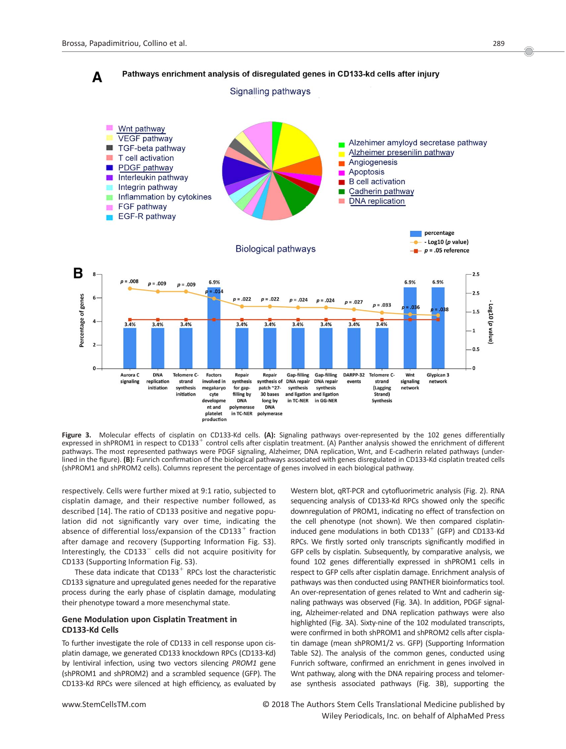**A** **Pathways enrichment analysis of disregulated genes in CD133-kd cells after injury**

Signalling pathways

- Wnt pathway
- VEGF pathway
- TGF-beta pathway
- T cell activation
- PDGF pathway
- Interleukin pathway
- Integrin pathway
- Inflammation by cytokines
- FGF pathway
- EGF-R pathway
- Alzehimer amyloyd secretase pathway
- Alzheimer presenilin pathway
- Angiogenesis
- Apoptosis
- B cell activation
- Cadherin pathway
- DNA replication

**B** Biological pathways

| Pathway | Percentage of genes | p value |
|---|---|---|
| Aurora C signaling | 3.4% | p = .008 |
| DNA replication initiation | 3.4% | p = .009 |
| Telomere C-strand synthesis initiation | 3.4% | p = .009 |
| Factors involved in megakaryocyte development and platelet production | 6.9% | p = .014 |
| Repair synthesis for gap-filling by DNA polymerase in TC-NER | 3.4% | p = .022 |
| Repair synthesis of patch ~27-30 bases long by DNA polymerase | 3.4% | p = .022 |
| Gap-filling DNA repair synthesis and ligation in TC-NER | 3.4% | p = .024 |
| Gap-filling DNA repair synthesis and ligation in GG-NER | 3.4% | p = .024 |
| DARPP-32 events | 3.4% | p = .027 |
| Telomere C-strand (Lagging Strand) Synthesis | 3.4% | p = .033 |
| Wnt signaling network | 6.9% | p = .036 |
| Glypican 3 network | 6.9% | p = .038 |

**Figure 3.** Molecular effects of cisplatin on CD133-Kd cells. **(A):** Signaling pathways over-represented by the 102 genes differentially expressed in shPROM1 in respect to CD133[+] control cells after cisplatin treatment. (A) Panther analysis showed the enrichment of different pathways. The most represented pathways were PDGF signaling, Alzheimer, DNA replication, Wnt, and E-cadherin related pathways (underlined in the figure). **(B):** Funrich confirmation of the biological pathways associated with genes disregulated in CD133-Kd cisplatin treated cells (shPROM1 and shPROM2 cells). Columns represent the percentage of genes involved in each biological pathway.

respectively. Cells were further mixed at 9:1 ratio, subjected to cisplatin damage, and their respective number followed, as described [14]. The ratio of CD133 positive and negative population did not significantly vary over time, indicating the absence of differential loss/expansion of the CD133[+] fraction after damage and recovery (Supporting Information Fig. S3). Interestingly, the CD133[−] cells did not acquire positivity for CD133 (Supporting Information Fig. S3).

These data indicate that CD133[+] RPCs lost the characteristic CD133 signature and upregulated genes needed for the reparative process during the early phase of cisplatin damage, modulating their phenotype toward a more mesenchymal state.

## Gene Modulation upon Cisplatin Treatment in CD133-Kd Cells

To further investigate the role of CD133 in cell response upon cisplatin damage, we generated CD133 knockdown RPCs (CD133-Kd) by lentiviral infection, using two vectors silencing *PROM1* gene (shPROM1 and shPROM2) and a scrambled sequence (GFP). The CD133-Kd RPCs were silenced at high efficiency, as evaluated by Western blot, qRT-PCR and cytofluorimetric analysis (Fig. 2). RNA sequencing analysis of CD133-Kd RPCs showed only the specific downregulation of PROM1, indicating no effect of transfection on the cell phenotype (not shown). We then compared cisplatin-induced gene modulations in both CD133[+] (GFP) and CD133-Kd RPCs. We firstly sorted only transcripts significantly modified in GFP cells by cisplatin. Subsequently, by comparative analysis, we found 102 genes differentially expressed in shPROM1 cells in respect to GFP cells after cisplatin damage. Enrichment analysis of pathways was then conducted using PANTHER bioinformatics tool. An over-representation of genes related to Wnt and cadherin signaling pathways was observed (Fig. 3A). In addition, PDGF signaling, Alzheimer-related and DNA replication pathways were also highlighted (Fig. 3A). Sixty-nine of the 102 modulated transcripts, were confirmed in both shPROM1 and shPROM2 cells after cisplatin damage (mean shPROM1/2 vs. GFP) (Supporting Information Table S2). The analysis of the common genes, conducted using Funrich software, confirmed an enrichment in genes involved in Wnt pathway, along with the DNA repairing process and telomerase synthesis associated pathways (Fig. 3B), supporting the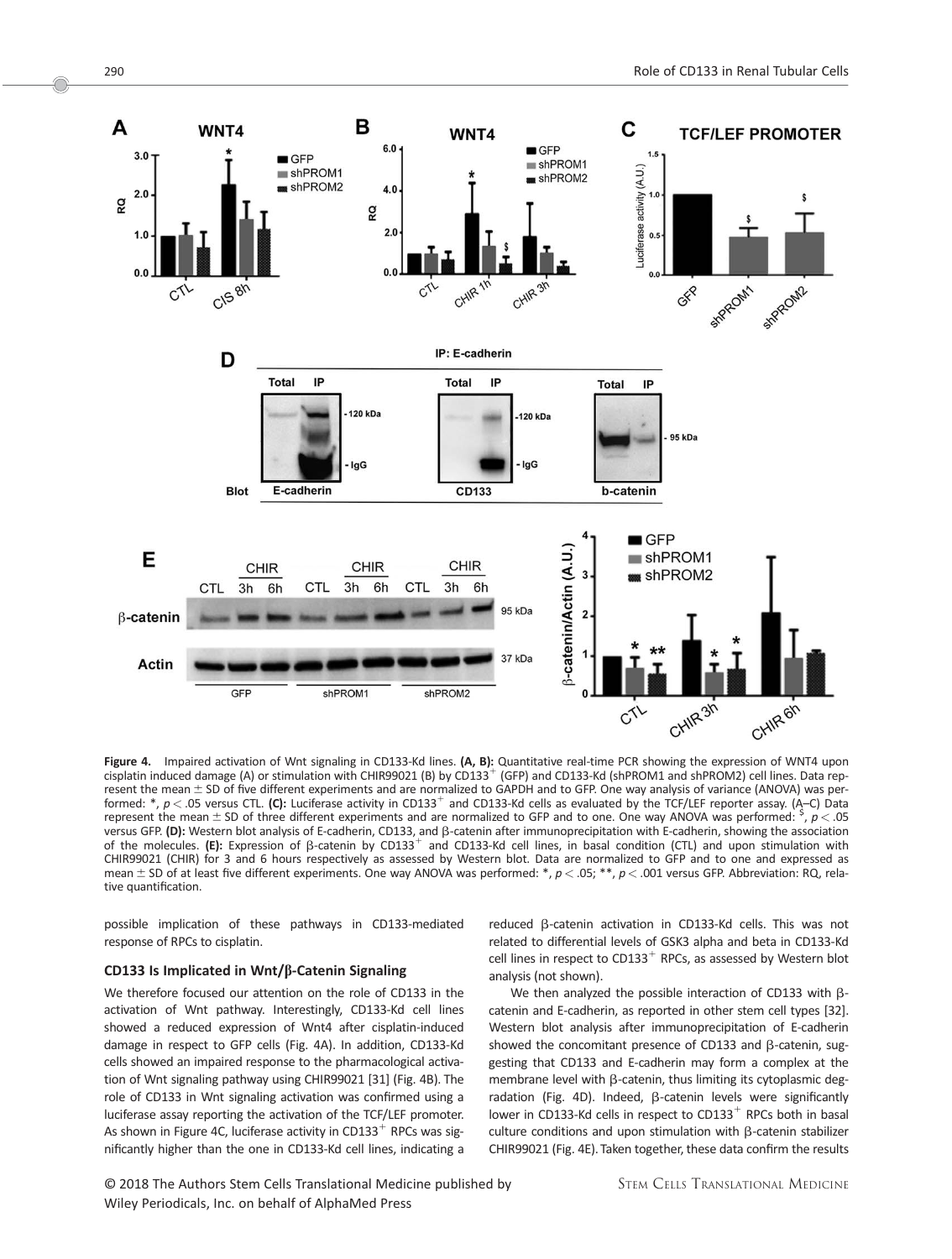**Figure 4.** Impaired activation of Wnt signaling in CD133-Kd lines. **(A, B):** Quantitative real-time PCR showing the expression of WNT4 upon cisplatin induced damage (A) or stimulation with CHIR99021 (B) by CD133$^+$ (GFP) and CD133-Kd (shPROM1 and shPROM2) cell lines. Data represent the mean ± SD of five different experiments and are normalized to GAPDH and to GFP. One way analysis of variance (ANOVA) was performed: *, $p < .05$ versus CTL. **(C):** Luciferase activity in CD133$^+$ and CD133-Kd cells as evaluated by the TCF/LEF reporter assay. (A–C) Data represent the mean ± SD of three different experiments and are normalized to GFP and to one. One way ANOVA was performed: $, $p < .05$ versus GFP. **(D):** Western blot analysis of E-cadherin, CD133, and β-catenin after immunoprecipitation with E-cadherin, showing the association of the molecules. **(E):** Expression of β-catenin by CD133$^+$ and CD133-Kd cell lines, in basal condition (CTL) and upon stimulation with CHIR99021 (CHIR) for 3 and 6 hours respectively as assessed by Western blot. Data are normalized to GFP and to one and expressed as mean ± SD of at least five different experiments. One way ANOVA was performed: *, $p < .05$; **, $p < .001$ versus GFP. Abbreviation: RQ, relative quantification.

possible implication of these pathways in CD133-mediated response of RPCs to cisplatin.

### CD133 Is Implicated in Wnt/β-Catenin Signaling

We therefore focused our attention on the role of CD133 in the activation of Wnt pathway. Interestingly, CD133-Kd cell lines showed a reduced expression of Wnt4 after cisplatin-induced damage in respect to GFP cells (Fig. 4A). In addition, CD133-Kd cells showed an impaired response to the pharmacological activation of Wnt signaling pathway using CHIR99021 [31] (Fig. 4B). The role of CD133 in Wnt signaling activation was confirmed using a luciferase assay reporting the activation of the TCF/LEF promoter. As shown in Figure 4C, luciferase activity in CD133$^+$ RPCs was significantly higher than the one in CD133-Kd cell lines, indicating a reduced β-catenin activation in CD133-Kd cells. This was not related to differential levels of GSK3 alpha and beta in CD133-Kd cell lines in respect to CD133$^+$ RPCs, as assessed by Western blot analysis (not shown).

We then analyzed the possible interaction of CD133 with β-catenin and E-cadherin, as reported in other stem cell types [32]. Western blot analysis after immunoprecipitation of E-cadherin showed the concomitant presence of CD133 and β-catenin, suggesting that CD133 and E-cadherin may form a complex at the membrane level with β-catenin, thus limiting its cytoplasmic degradation (Fig. 4D). Indeed, β-catenin levels were significantly lower in CD133-Kd cells in respect to CD133$^+$ RPCs both in basal culture conditions and upon stimulation with β-catenin stabilizer CHIR99021 (Fig. 4E). Taken together, these data confirm the results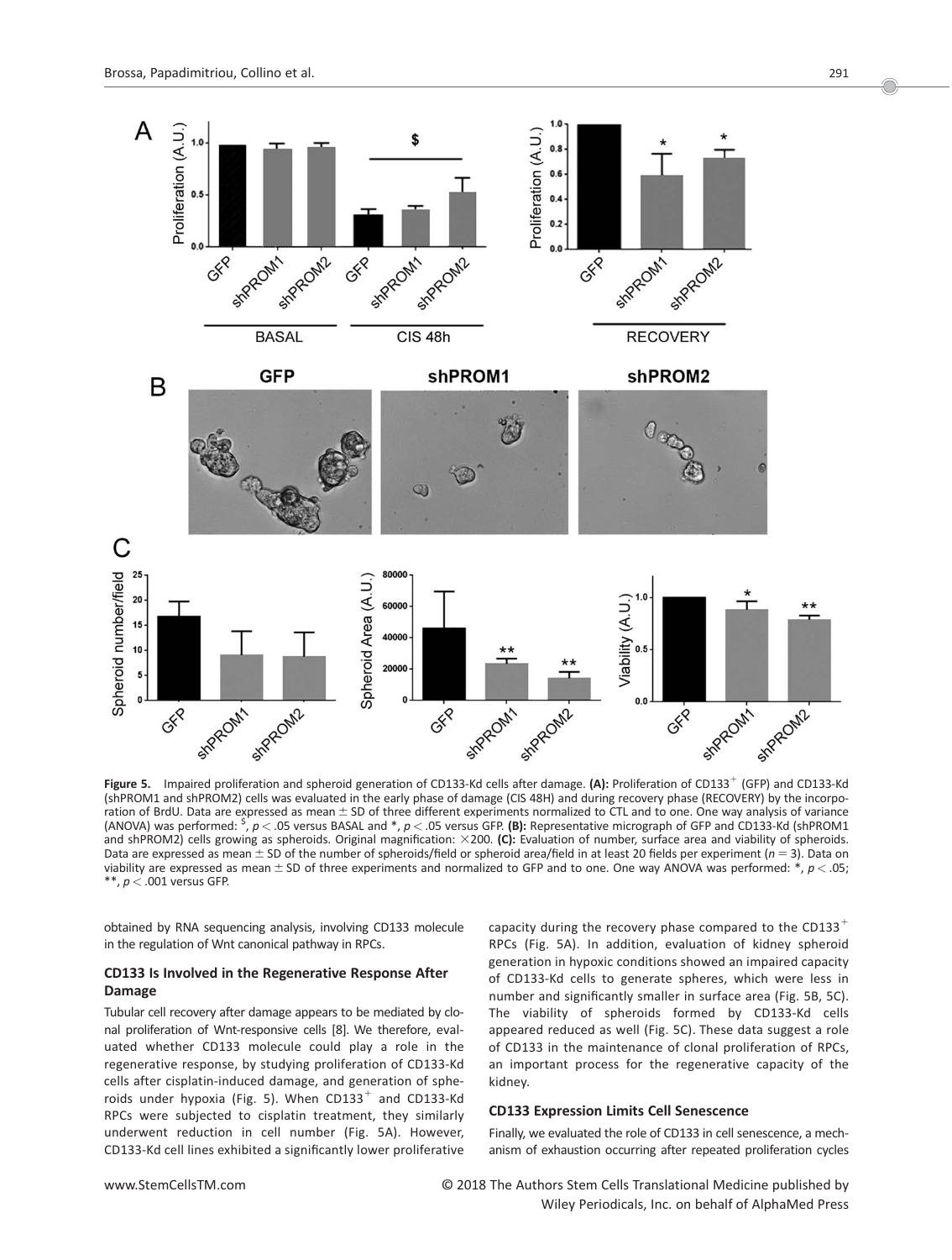**Figure 5.** Impaired proliferation and spheroid generation of CD133-Kd cells after damage. **(A):** Proliferation of CD133$^+$ (GFP) and CD133-Kd (shPROM1 and shPROM2) cells was evaluated in the early phase of damage (CIS 48H) and during recovery phase (RECOVERY) by the incorporation of BrdU. Data are expressed as mean ± SD of three different experiments normalized to CTL and to one. One way analysis of variance (ANOVA) was performed: $, $p < .05$ versus BASAL and *, $p < .05$ versus GFP. **(B):** Representative micrograph of GFP and CD133-Kd (shPROM1 and shPROM2) cells growing as spheroids. Original magnification: ×200. **(C):** Evaluation of number, surface area and viability of spheroids. Data are expressed as mean ± SD of the number of spheroids/field or spheroid area/field in at least 20 fields per experiment ($n = 3$). Data on viability are expressed as mean ± SD of three experiments and normalized to GFP and to one. One way ANOVA was performed: *, $p < .05$; **, $p < .001$ versus GFP.

obtained by RNA sequencing analysis, involving CD133 molecule in the regulation of Wnt canonical pathway in RPCs.

### CD133 Is Involved in the Regenerative Response After Damage

Tubular cell recovery after damage appears to be mediated by clonal proliferation of Wnt-responsive cells [8]. We therefore, evaluated whether CD133 molecule could play a role in the regenerative response, by studying proliferation of CD133-Kd cells after cisplatin-induced damage, and generation of spheroids under hypoxia (Fig. 5). When CD133$^+$ and CD133-Kd RPCs were subjected to cisplatin treatment, they similarly underwent reduction in cell number (Fig. 5A). However, CD133-Kd cell lines exhibited a significantly lower proliferative capacity during the recovery phase compared to the CD133$^+$ RPCs (Fig. 5A). In addition, evaluation of kidney spheroid generation in hypoxic conditions showed an impaired capacity of CD133-Kd cells to generate spheres, which were less in number and significantly smaller in surface area (Fig. 5B, 5C). The viability of spheroids formed by CD133-Kd cells appeared reduced as well (Fig. 5C). These data suggest a role of CD133 in the maintenance of clonal proliferation of RPCs, an important process for the regenerative capacity of the kidney.

### CD133 Expression Limits Cell Senescence

Finally, we evaluated the role of CD133 in cell senescence, a mechanism of exhaustion occurring after repeated proliferation cycles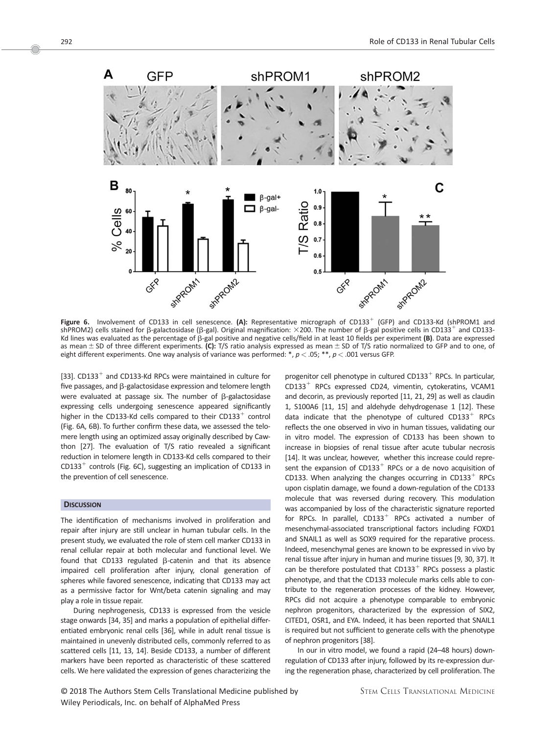**Figure 6.** Involvement of CD133 in cell senescence. **(A):** Representative micrograph of CD133$^+$ (GFP) and CD133-Kd (shPROM1 and shPROM2) cells stained for β-galactosidase (β-gal). Original magnification: ×200. The number of β-gal positive cells in CD133$^+$ and CD133-Kd lines was evaluated as the percentage of β-gal positive and negative cells/field in at least 10 fields per experiment **(B)**. Data are expressed as mean ± SD of three different experiments. **(C):** T/S ratio analysis expressed as mean ± SD of T/S ratio normalized to GFP and to one, of eight different experiments. One way analysis of variance was performed: *, $p < .05$; **, $p < .001$ versus GFP.

[33]. CD133$^+$ and CD133-Kd RPCs were maintained in culture for five passages, and β-galactosidase expression and telomere length were evaluated at passage six. The number of β-galactosidase expressing cells undergoing senescence appeared significantly higher in the CD133-Kd cells compared to their CD133$^+$ control (Fig. 6A, 6B). To further confirm these data, we assessed the telomere length using an optimized assay originally described by Cawthon [27]. The evaluation of T/S ratio revealed a significant reduction in telomere length in CD133-Kd cells compared to their CD133$^+$ controls (Fig. 6C), suggesting an implication of CD133 in the prevention of cell senescence.

## Discussion

The identification of mechanisms involved in proliferation and repair after injury are still unclear in human tubular cells. In the present study, we evaluated the role of stem cell marker CD133 in renal cellular repair at both molecular and functional level. We found that CD133 regulated β-catenin and that its absence impaired cell proliferation after injury, clonal generation of spheres while favored senescence, indicating that CD133 may act as a permissive factor for Wnt/beta catenin signaling and may play a role in tissue repair.

During nephrogenesis, CD133 is expressed from the vesicle stage onwards [34, 35] and marks a population of epithelial differentiated embryonic renal cells [36], while in adult renal tissue is maintained in unevenly distributed cells, commonly referred to as scattered cells [11, 13, 14]. Beside CD133, a number of different markers have been reported as characteristic of these scattered cells. We here validated the expression of genes characterizing the progenitor cell phenotype in cultured CD133$^+$ RPCs. In particular, CD133$^+$ RPCs expressed CD24, vimentin, cytokeratins, VCAM1 and decorin, as previously reported [11, 21, 29] as well as claudin 1, S100A6 [11, 15] and aldehyde dehydrogenase 1 [12]. These data indicate that the phenotype of cultured CD133$^+$ RPCs reflects the one observed in vivo in human tissues, validating our in vitro model. The expression of CD133 has been shown to increase in biopsies of renal tissue after acute tubular necrosis [14]. It was unclear, however, whether this increase could represent the expansion of CD133$^+$ RPCs or a de novo acquisition of CD133. When analyzing the changes occurring in CD133$^+$ RPCs upon cisplatin damage, we found a down-regulation of the CD133 molecule that was reversed during recovery. This modulation was accompanied by loss of the characteristic signature reported for RPCs. In parallel, CD133$^+$ RPCs activated a number of mesenchymal-associated transcriptional factors including FOXD1 and SNAIL1 as well as SOX9 required for the reparative process. Indeed, mesenchymal genes are known to be expressed in vivo by renal tissue after injury in human and murine tissues [9, 30, 37]. It can be therefore postulated that CD133$^+$ RPCs possess a plastic phenotype, and that the CD133 molecule marks cells able to contribute to the regeneration processes of the kidney. However, RPCs did not acquire a phenotype comparable to embryonic nephron progenitors, characterized by the expression of SIX2, CITED1, OSR1, and EYA. Indeed, it has been reported that SNAIL1 is required but not sufficient to generate cells with the phenotype of nephron progenitors [38].

In our in vitro model, we found a rapid (24–48 hours) down-regulation of CD133 after injury, followed by its re-expression during the regeneration phase, characterized by cell proliferation. The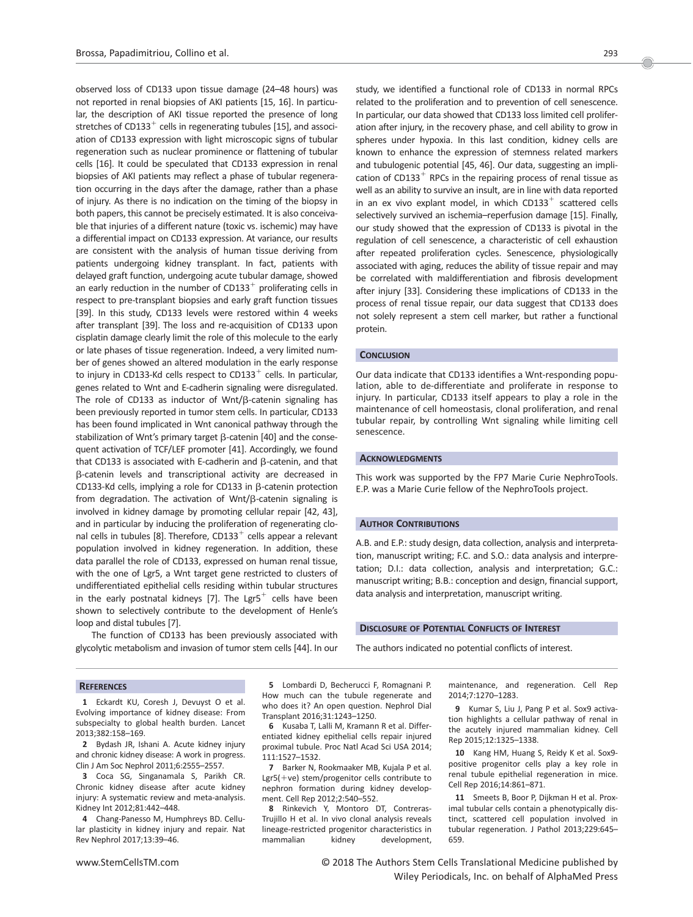observed loss of CD133 upon tissue damage (24–48 hours) was not reported in renal biopsies of AKI patients [15, 16]. In particular, the description of AKI tissue reported the presence of long stretches of CD133$^+$ cells in regenerating tubules [15], and association of CD133 expression with light microscopic signs of tubular regeneration such as nuclear prominence or flattening of tubular cells [16]. It could be speculated that CD133 expression in renal biopsies of AKI patients may reflect a phase of tubular regeneration occurring in the days after the damage, rather than a phase of injury. As there is no indication on the timing of the biopsy in both papers, this cannot be precisely estimated. It is also conceivable that injuries of a different nature (toxic vs. ischemic) may have a differential impact on CD133 expression. At variance, our results are consistent with the analysis of human tissue deriving from patients undergoing kidney transplant. In fact, patients with delayed graft function, undergoing acute tubular damage, showed an early reduction in the number of CD133$^+$ proliferating cells in respect to pre-transplant biopsies and early graft function tissues [39]. In this study, CD133 levels were restored within 4 weeks after transplant [39]. The loss and re-acquisition of CD133 upon cisplatin damage clearly limit the role of this molecule to the early or late phases of tissue regeneration. Indeed, a very limited number of genes showed an altered modulation in the early response to injury in CD133-Kd cells respect to CD133$^+$ cells. In particular, genes related to Wnt and E-cadherin signaling were disregulated. The role of CD133 as inductor of Wnt/β-catenin signaling has been previously reported in tumor stem cells. In particular, CD133 has been found implicated in Wnt canonical pathway through the stabilization of Wnt's primary target β-catenin [40] and the consequent activation of TCF/LEF promoter [41]. Accordingly, we found that CD133 is associated with E-cadherin and β-catenin, and that β-catenin levels and transcriptional activity are decreased in CD133-Kd cells, implying a role for CD133 in β-catenin protection from degradation. The activation of Wnt/β-catenin signaling is involved in kidney damage by promoting cellular repair [42, 43], and in particular by inducing the proliferation of regenerating clonal cells in tubules [8]. Therefore, CD133$^+$ cells appear a relevant population involved in kidney regeneration. In addition, these data parallel the role of CD133, expressed on human renal tissue, with the one of Lgr5, a Wnt target gene restricted to clusters of undifferentiated epithelial cells residing within tubular structures in the early postnatal kidneys [7]. The Lgr5$^+$ cells have been shown to selectively contribute to the development of Henle's loop and distal tubules [7].

The function of CD133 has been previously associated with glycolytic metabolism and invasion of tumor stem cells [44]. In our study, we identified a functional role of CD133 in normal RPCs related to the proliferation and to prevention of cell senescence. In particular, our data showed that CD133 loss limited cell proliferation after injury, in the recovery phase, and cell ability to grow in spheres under hypoxia. In this last condition, kidney cells are known to enhance the expression of stemness related markers and tubulogenic potential [45, 46]. Our data, suggesting an implication of CD133$^+$ RPCs in the repairing process of renal tissue as well as an ability to survive an insult, are in line with data reported in an ex vivo explant model, in which CD133$^+$ scattered cells selectively survived an ischemia–reperfusion damage [15]. Finally, our study showed that the expression of CD133 is pivotal in the regulation of cell senescence, a characteristic of cell exhaustion after repeated proliferation cycles. Senescence, physiologically associated with aging, reduces the ability of tissue repair and may be correlated with maldifferentiation and fibrosis development after injury [33]. Considering these implications of CD133 in the process of renal tissue repair, our data suggest that CD133 does not solely represent a stem cell marker, but rather a functional protein.

## Conclusion

Our data indicate that CD133 identifies a Wnt-responding population, able to de-differentiate and proliferate in response to injury. In particular, CD133 itself appears to play a role in the maintenance of cell homeostasis, clonal proliferation, and renal tubular repair, by controlling Wnt signaling while limiting cell senescence.

## Acknowledgments

This work was supported by the FP7 Marie Curie NephroTools. E.P. was a Marie Curie fellow of the NephroTools project.

## Author Contributions

A.B. and E.P.: study design, data collection, analysis and interpretation, manuscript writing; F.C. and S.O.: data analysis and interpretation; D.I.: data collection, analysis and interpretation; G.C.: manuscript writing; B.B.: conception and design, financial support, data analysis and interpretation, manuscript writing.

## Disclosure of Potential Conflicts of Interest

The authors indicated no potential conflicts of interest.

## References

1 Eckardt KU, Coresh J, Devuyst O et al. Evolving importance of kidney disease: From subspecialty to global health burden. Lancet 2013;382:158–169.

2 Bydash JR, Ishani A. Acute kidney injury and chronic kidney disease: A work in progress. Clin J Am Soc Nephrol 2011;6:2555–2557.

3 Coca SG, Singanamala S, Parikh CR. Chronic kidney disease after acute kidney injury: A systematic review and meta-analysis. Kidney Int 2012;81:442–448.

4 Chang-Panesso M, Humphreys BD. Cellular plasticity in kidney injury and repair. Nat Rev Nephrol 2017;13:39–46.

5 Lombardi D, Becherucci F, Romagnani P. How much can the tubule regenerate and who does it? An open question. Nephrol Dial Transplant 2016;31:1243–1250.

6 Kusaba T, Lalli M, Kramann R et al. Differentiated kidney epithelial cells repair injured proximal tubule. Proc Natl Acad Sci USA 2014; 111:1527–1532.

7 Barker N, Rookmaaker MB, Kujala P et al. Lgr5(+ve) stem/progenitor cells contribute to nephron formation during kidney development. Cell Rep 2012;2:540–552.

8 Rinkevich Y, Montoro DT, Contreras-Trujillo H et al. In vivo clonal analysis reveals lineage-restricted progenitor characteristics in mammalian kidney development, maintenance, and regeneration. Cell Rep 2014;7:1270–1283.

9 Kumar S, Liu J, Pang P et al. Sox9 activation highlights a cellular pathway of renal in the acutely injured mammalian kidney. Cell Rep 2015;12:1325–1338.

10 Kang HM, Huang S, Reidy K et al. Sox9-positive progenitor cells play a key role in renal tubule epithelial regeneration in mice. Cell Rep 2016;14:861–871.

11 Smeets B, Boor P, Dijkman H et al. Proximal tubular cells contain a phenotypically distinct, scattered cell population involved in tubular regeneration. J Pathol 2013;229:645–659.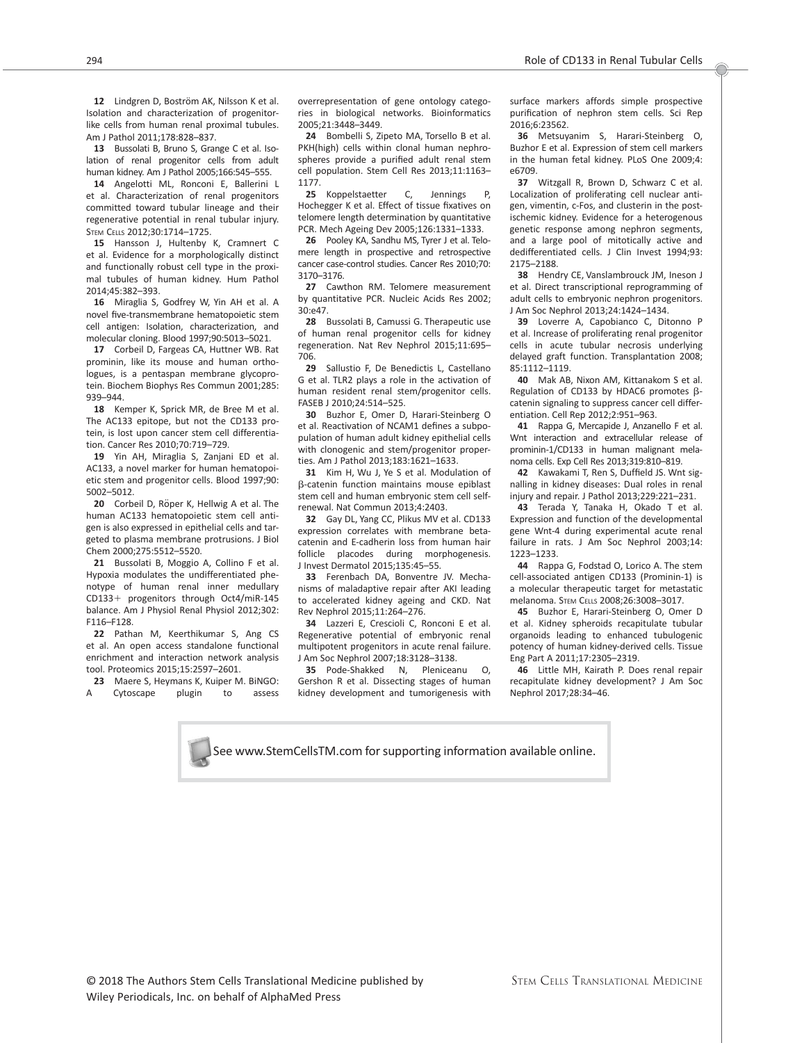**12** Lindgren D, Boström AK, Nilsson K et al. Isolation and characterization of progenitor-like cells from human renal proximal tubules. Am J Pathol 2011;178:828–837.

**13** Bussolati B, Bruno S, Grange C et al. Isolation of renal progenitor cells from adult human kidney. Am J Pathol 2005;166:545–555.

**14** Angelotti ML, Ronconi E, Ballerini L et al. Characterization of renal progenitors committed toward tubular lineage and their regenerative potential in renal tubular injury. Stem Cells 2012;30:1714–1725.

**15** Hansson J, Hultenby K, Cramnert C et al. Evidence for a morphologically distinct and functionally robust cell type in the proximal tubules of human kidney. Hum Pathol 2014;45:382–393.

**16** Miraglia S, Godfrey W, Yin AH et al. A novel five-transmembrane hematopoietic stem cell antigen: Isolation, characterization, and molecular cloning. Blood 1997;90:5013–5021.

**17** Corbeil D, Fargeas CA, Huttner WB. Rat prominin, like its mouse and human orthologues, is a pentaspan membrane glycoprotein. Biochem Biophys Res Commun 2001;285: 939–944.

**18** Kemper K, Sprick MR, de Bree M et al. The AC133 epitope, but not the CD133 protein, is lost upon cancer stem cell differentiation. Cancer Res 2010;70:719–729.

**19** Yin AH, Miraglia S, Zanjani ED et al. AC133, a novel marker for human hematopoietic stem and progenitor cells. Blood 1997;90: 5002–5012.

**20** Corbeil D, Röper K, Hellwig A et al. The human AC133 hematopoietic stem cell antigen is also expressed in epithelial cells and targeted to plasma membrane protrusions. J Biol Chem 2000;275:5512–5520.

**21** Bussolati B, Moggio A, Collino F et al. Hypoxia modulates the undifferentiated phenotype of human renal inner medullary CD133+ progenitors through Oct4/miR-145 balance. Am J Physiol Renal Physiol 2012;302: F116–F128.

**22** Pathan M, Keerthikumar S, Ang CS et al. An open access standalone functional enrichment and interaction network analysis tool. Proteomics 2015;15:2597–2601.

**23** Maere S, Heymans K, Kuiper M. BiNGO: A Cytoscape plugin to assess overrepresentation of gene ontology categories in biological networks. Bioinformatics 2005;21:3448–3449.

**24** Bombelli S, Zipeto MA, Torsello B et al. PKH(high) cells within clonal human nephrospheres provide a purified adult renal stem cell population. Stem Cell Res 2013;11:1163–1177.

**25** Koppelstaetter C, Jennings P, Hochegger K et al. Effect of tissue fixatives on telomere length determination by quantitative PCR. Mech Ageing Dev 2005;126:1331–1333.

**26** Pooley KA, Sandhu MS, Tyrer J et al. Telomere length in prospective and retrospective cancer case-control studies. Cancer Res 2010;70: 3170–3176.

**27** Cawthon RM. Telomere measurement by quantitative PCR. Nucleic Acids Res 2002; 30:e47.

**28** Bussolati B, Camussi G. Therapeutic use of human renal progenitor cells for kidney regeneration. Nat Rev Nephrol 2015;11:695–706.

**29** Sallustio F, De Benedictis L, Castellano G et al. TLR2 plays a role in the activation of human resident renal stem/progenitor cells. FASEB J 2010;24:514–525.

**30** Buzhor E, Omer D, Harari-Steinberg O et al. Reactivation of NCAM1 defines a subpopulation of human adult kidney epithelial cells with clonogenic and stem/progenitor properties. Am J Pathol 2013;183:1621–1633.

**31** Kim H, Wu J, Ye S et al. Modulation of β-catenin function maintains mouse epiblast stem cell and human embryonic stem cell self-renewal. Nat Commun 2013;4:2403.

**32** Gay DL, Yang CC, Plikus MV et al. CD133 expression correlates with membrane beta-catenin and E-cadherin loss from human hair follicle placodes during morphogenesis. J Invest Dermatol 2015;135:45–55.

**33** Ferenbach DA, Bonventre JV. Mechanisms of maladaptive repair after AKI leading to accelerated kidney ageing and CKD. Nat Rev Nephrol 2015;11:264–276.

**34** Lazzeri E, Crescioli C, Ronconi E et al. Regenerative potential of embryonic renal multipotent progenitors in acute renal failure. J Am Soc Nephrol 2007;18:3128–3138.

**35** Pode-Shakked N, Pleniceanu O, Gershon R et al. Dissecting stages of human kidney development and tumorigenesis with surface markers affords simple prospective purification of nephron stem cells. Sci Rep 2016;6:23562.

**36** Metsuyanim S, Harari-Steinberg O, Buzhor E et al. Expression of stem cell markers in the human fetal kidney. PLoS One 2009;4: e6709.

**37** Witzgall R, Brown D, Schwarz C et al. Localization of proliferating cell nuclear antigen, vimentin, c-Fos, and clusterin in the post-ischemic kidney. Evidence for a heterogenous genetic response among nephron segments, and a large pool of mitotically active and dedifferentiated cells. J Clin Invest 1994;93: 2175–2188.

**38** Hendry CE, Vanslambrouck JM, Ineson J et al. Direct transcriptional reprogramming of adult cells to embryonic nephron progenitors. J Am Soc Nephrol 2013;24:1424–1434.

**39** Loverre A, Capobianco C, Ditonno P et al. Increase of proliferating renal progenitor cells in acute tubular necrosis underlying delayed graft function. Transplantation 2008; 85:1112–1119.

**40** Mak AB, Nixon AM, Kittanakom S et al. Regulation of CD133 by HDAC6 promotes β-catenin signaling to suppress cancer cell differentiation. Cell Rep 2012;2:951–963.

**41** Rappa G, Mercapide J, Anzanello F et al. Wnt interaction and extracellular release of prominin-1/CD133 in human malignant melanoma cells. Exp Cell Res 2013;319:810–819.

**42** Kawakami T, Ren S, Duffield JS. Wnt signalling in kidney diseases: Dual roles in renal injury and repair. J Pathol 2013;229:221–231.

**43** Terada Y, Tanaka H, Okado T et al. Expression and function of the developmental gene Wnt-4 during experimental acute renal failure in rats. J Am Soc Nephrol 2003;14: 1223–1233.

**44** Rappa G, Fodstad O, Lorico A. The stem cell-associated antigen CD133 (Prominin-1) is a molecular therapeutic target for metastatic melanoma. Stem Cells 2008;26:3008–3017.

**45** Buzhor E, Harari-Steinberg O, Omer D et al. Kidney spheroids recapitulate tubular organoids leading to enhanced tubulogenic potency of human kidney-derived cells. Tissue Eng Part A 2011;17:2305–2319.

**46** Little MH, Kairath P. Does renal repair recapitulate kidney development? J Am Soc Nephrol 2017;28:34–46.

See www.StemCellsTM.com for supporting information available online.

© 2018 The Authors Stem Cells Translational Medicine published by Wiley Periodicals, Inc. on behalf of AlphaMed Press